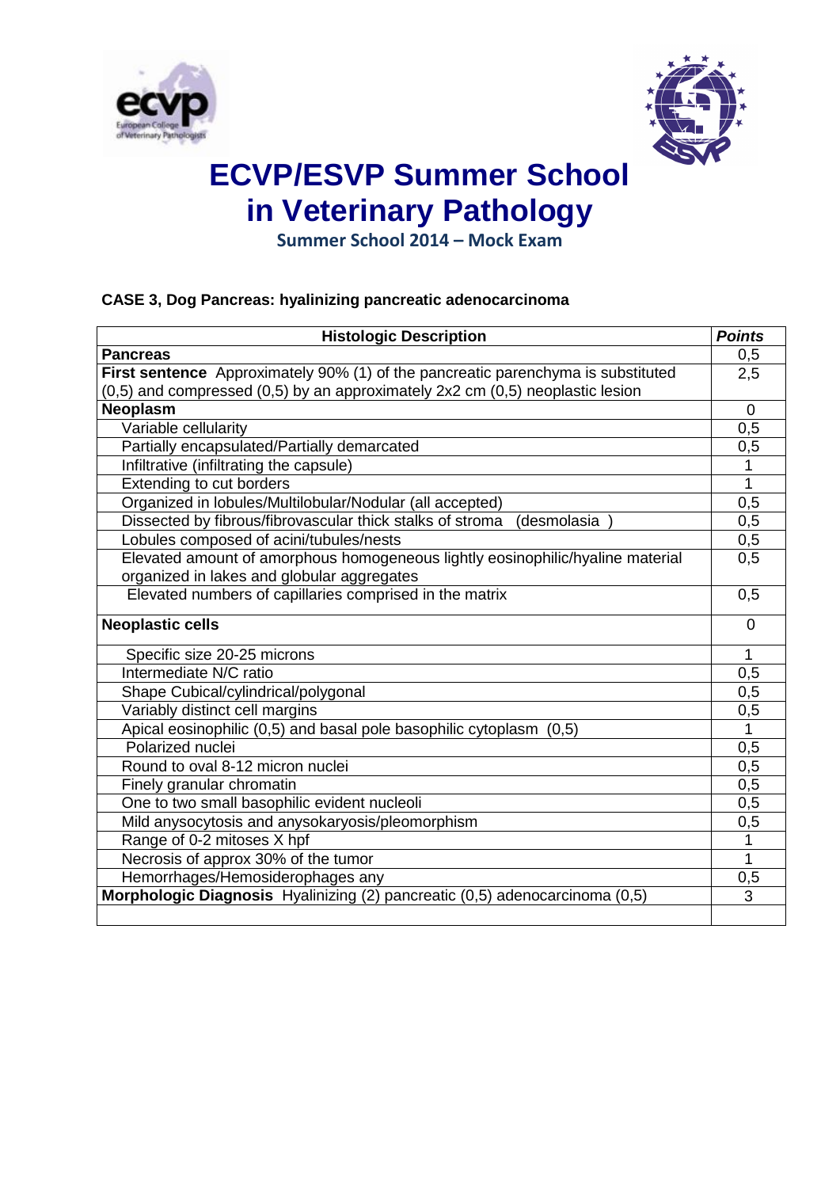# ECVP/ESVP Summer School in Veterinary Pathology

**Summer School 2014 – Mock Exam**

**CASE 3, Dog Pancreas: hyalinizing pancreatic adenocarcinoma**

| **Histologic Description** | ***Points*** |
|---|---|
| **Pancreas** | 0,5 |
| **First sentence** Approximately 90% (1) of the pancreatic parenchyma is substituted (0,5) and compressed (0,5) by an approximately 2x2 cm (0,5) neoplastic lesion | 2,5 |
| **Neoplasm** | 0 |
| Variable cellularity | 0,5 |
| Partially encapsulated/Partially demarcated | 0,5 |
| Infiltrative (infiltrating the capsule) | 1 |
| Extending to cut borders | 1 |
| Organized in lobules/Multilobular/Nodular (all accepted) | 0,5 |
| Dissected by fibrous/fibrovascular thick stalks of stroma (desmolasia ) | 0,5 |
| Lobules composed of acini/tubules/nests | 0,5 |
| Elevated amount of amorphous homogeneous lightly eosinophilic/hyaline material organized in lakes and globular aggregates | 0,5 |
| Elevated numbers of capillaries comprised in the matrix | 0,5 |
| **Neoplastic cells** | 0 |
| Specific size 20-25 microns | 1 |
| Intermediate N/C ratio | 0,5 |
| Shape Cubical/cylindrical/polygonal | 0,5 |
| Variably distinct cell margins | 0,5 |
| Apical eosinophilic (0,5) and basal pole basophilic cytoplasm (0,5) | 1 |
| Polarized nuclei | 0,5 |
| Round to oval 8-12 micron nuclei | 0,5 |
| Finely granular chromatin | 0,5 |
| One to two small basophilic evident nucleoli | 0,5 |
| Mild anysocytosis and anysokaryosis/pleomorphism | 0,5 |
| Range of 0-2 mitoses X hpf | 1 |
| Necrosis of approx 30% of the tumor | 1 |
| Hemorrhages/Hemosiderophages any | 0,5 |
| **Morphologic Diagnosis** Hyalinizing (2) pancreatic (0,5) adenocarcinoma (0,5) | 3 |
| | |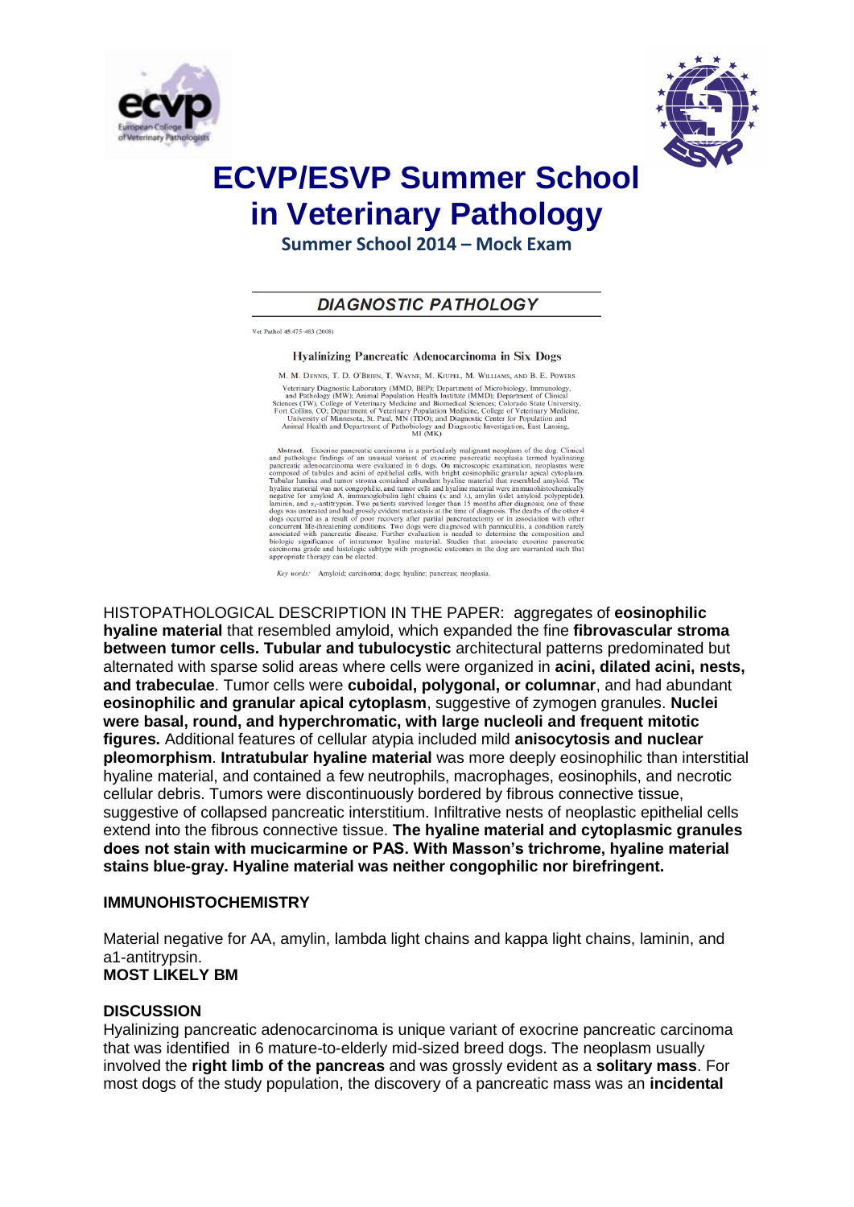# ECVP/ESVP Summer School in Veterinary Pathology

**Summer School 2014 – Mock Exam**

*DIAGNOSTIC PATHOLOGY*

Vet Pathol 45:475-483 (2008)

### Hyalinizing Pancreatic Adenocarcinoma in Six Dogs

M. M. Dennis, T. D. O'Brien, T. Wayne, M. Kiupel, M. Williams, and B. E. Powers

Veterinary Diagnostic Laboratory (MMD, BEP); Department of Microbiology, Immunology, and Pathology (MW); Animal Population Health Institute (MMD); Department of Clinical Sciences (TW), College of Veterinary Medicine and Biomedical Sciences; Colorado State University, Fort Collins, CO; Department of Veterinary Population Medicine, College of Veterinary Medicine, University of Minnesota, St. Paul, MN (TDO); and Diagnostic Center for Population and Animal Health and Department of Pathobiology and Diagnostic Investigation, East Lansing, MI (MK)

**Abstract.** Exocrine pancreatic carcinoma is a particularly malignant neoplasm of the dog. Clinical and pathologic findings of an unusual variant of exocrine pancreatic neoplasia termed hyalinizing pancreatic adenocarcinoma were evaluated in 6 dogs. On microscopic examination, neoplasms were composed of tubules and acini of epithelial cells, with bright eosinophilic granular apical cytoplasm. Tubular lumina and tumor stroma contained abundant hyaline material that resembled amyloid. The hyaline material was not congophilic, and tumor cells and hyaline material were immunohistochemically negative for amyloid A, immunoglobulin light chains (κ and λ), amylin (islet amyloid polypeptide), laminin, and $\alpha_1$-antitrypsin. Two patients survived longer than 15 months after diagnosis; one of these dogs was untreated and had grossly evident metastasis at the time of diagnosis. The deaths of the other 4 dogs occurred as a result of poor recovery after partial pancreatectomy or in association with other concurrent life-threatening conditions. Two dogs were diagnosed with panniculitis, a condition rarely associated with pancreatic disease. Further evaluation is needed to determine the composition and biologic significance of intratumor hyaline material. Studies that associate exocrine pancreatic carcinoma grade and histologic subtype with prognostic outcomes in the dog are warranted such that appropriate therapy can be elected.

*Key words:* Amyloid; carcinoma; dogs; hyaline; pancreas; neoplasia.

HISTOPATHOLOGICAL DESCRIPTION IN THE PAPER: aggregates of **eosinophilic hyaline material** that resembled amyloid, which expanded the fine **fibrovascular stroma between tumor cells. Tubular and tubulocystic** architectural patterns predominated but alternated with sparse solid areas where cells were organized in **acini, dilated acini, nests, and trabeculae**. Tumor cells were **cuboidal, polygonal, or columnar**, and had abundant **eosinophilic and granular apical cytoplasm**, suggestive of zymogen granules. **Nuclei were basal, round, and hyperchromatic, with large nucleoli and frequent mitotic figures.** Additional features of cellular atypia included mild **anisocytosis and nuclear pleomorphism**. **Intratubular hyaline material** was more deeply eosinophilic than interstitial hyaline material, and contained a few neutrophils, macrophages, eosinophils, and necrotic cellular debris. Tumors were discontinuously bordered by fibrous connective tissue, suggestive of collapsed pancreatic interstitium. Infiltrative nests of neoplastic epithelial cells extend into the fibrous connective tissue. **The hyaline material and cytoplasmic granules does not stain with mucicarmine or PAS. With Masson's trichrome, hyaline material stains blue-gray. Hyaline material was neither congophilic nor birefringent.**

**IMMUNOHISTOCHEMISTRY**

Material negative for AA, amylin, lambda light chains and kappa light chains, laminin, and a1-antitrypsin.
**MOST LIKELY BM**

**DISCUSSION**
Hyalinizing pancreatic adenocarcinoma is unique variant of exocrine pancreatic carcinoma that was identified in 6 mature-to-elderly mid-sized breed dogs. The neoplasm usually involved the **right limb of the pancreas** and was grossly evident as a **solitary mass**. For most dogs of the study population, the discovery of a pancreatic mass was an **incidental**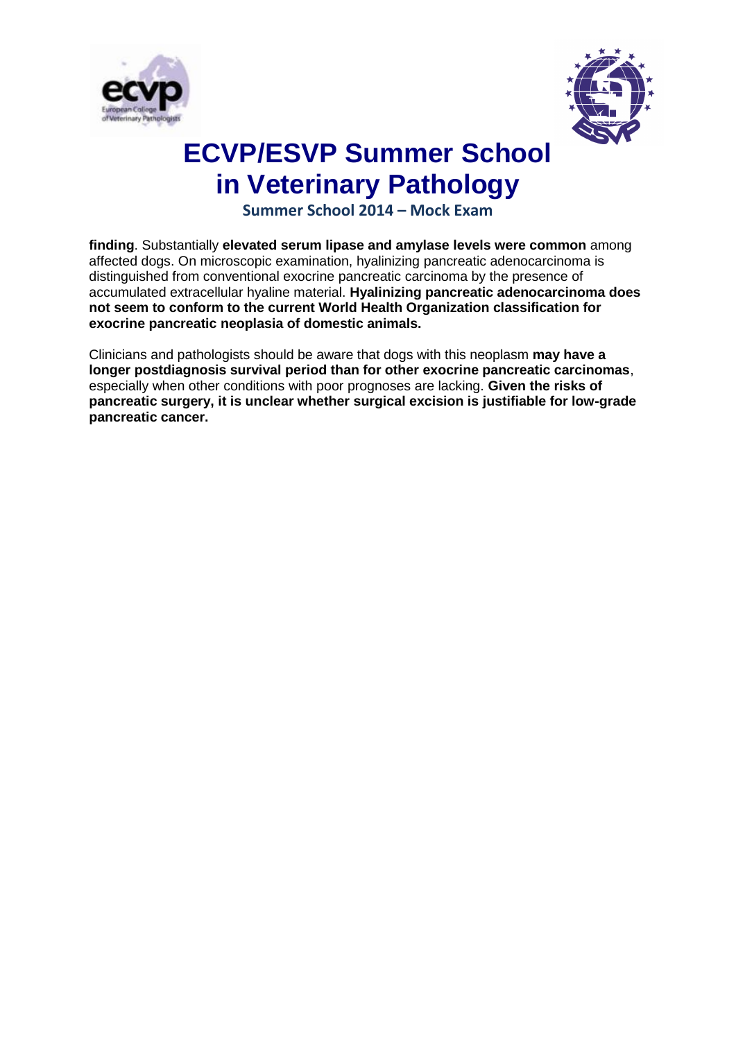**finding**. Substantially **elevated serum lipase and amylase levels were common** among affected dogs. On microscopic examination, hyalinizing pancreatic adenocarcinoma is distinguished from conventional exocrine pancreatic carcinoma by the presence of accumulated extracellular hyaline material. **Hyalinizing pancreatic adenocarcinoma does not seem to conform to the current World Health Organization classification for exocrine pancreatic neoplasia of domestic animals.**

Clinicians and pathologists should be aware that dogs with this neoplasm **may have a longer postdiagnosis survival period than for other exocrine pancreatic carcinomas**, especially when other conditions with poor prognoses are lacking. **Given the risks of pancreatic surgery, it is unclear whether surgical excision is justifiable for low-grade pancreatic cancer.**